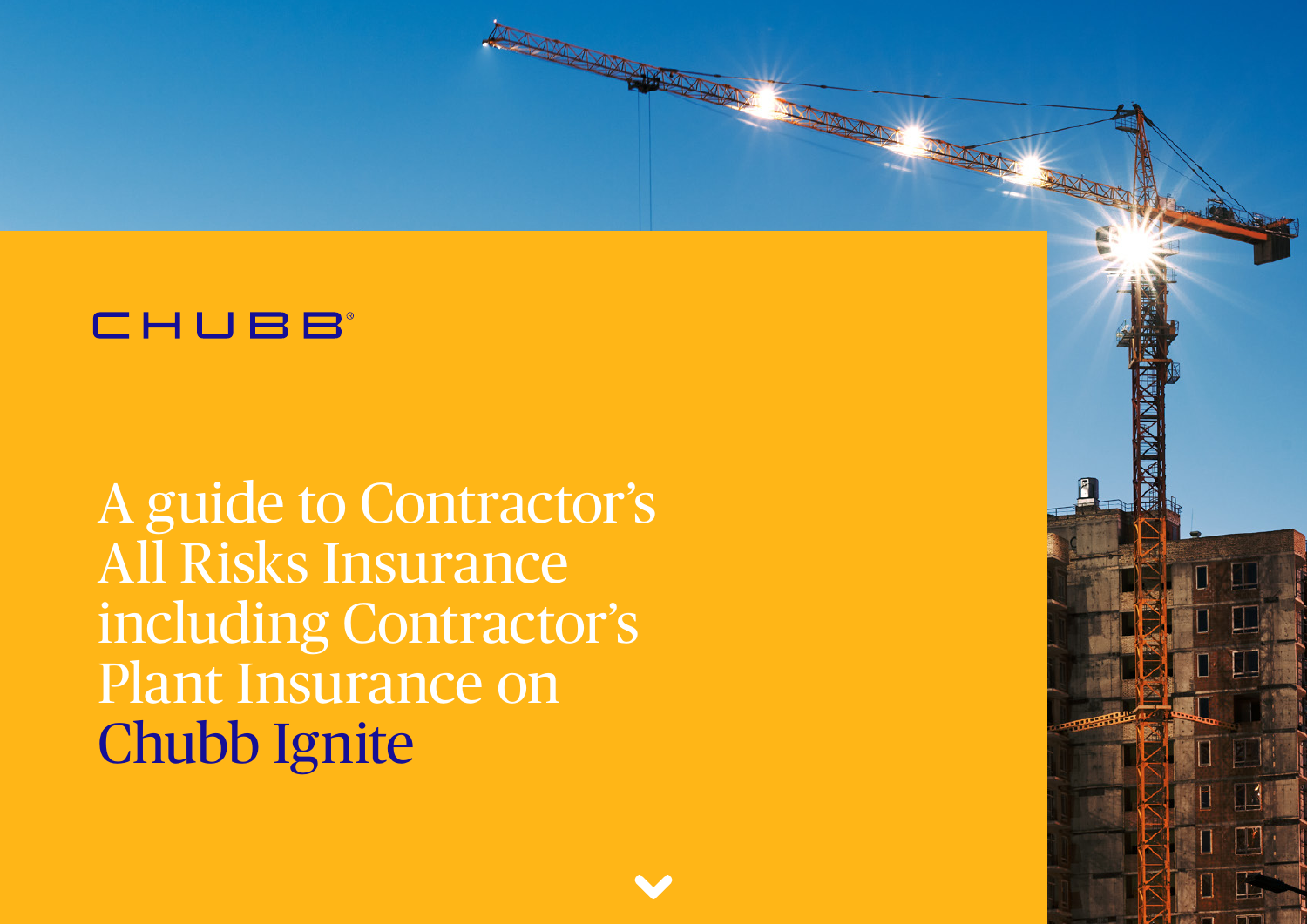CHUBB®

# A guide to Contractor's All Risks Insurance including Contractor's Plant Insurance on Chubb Ignite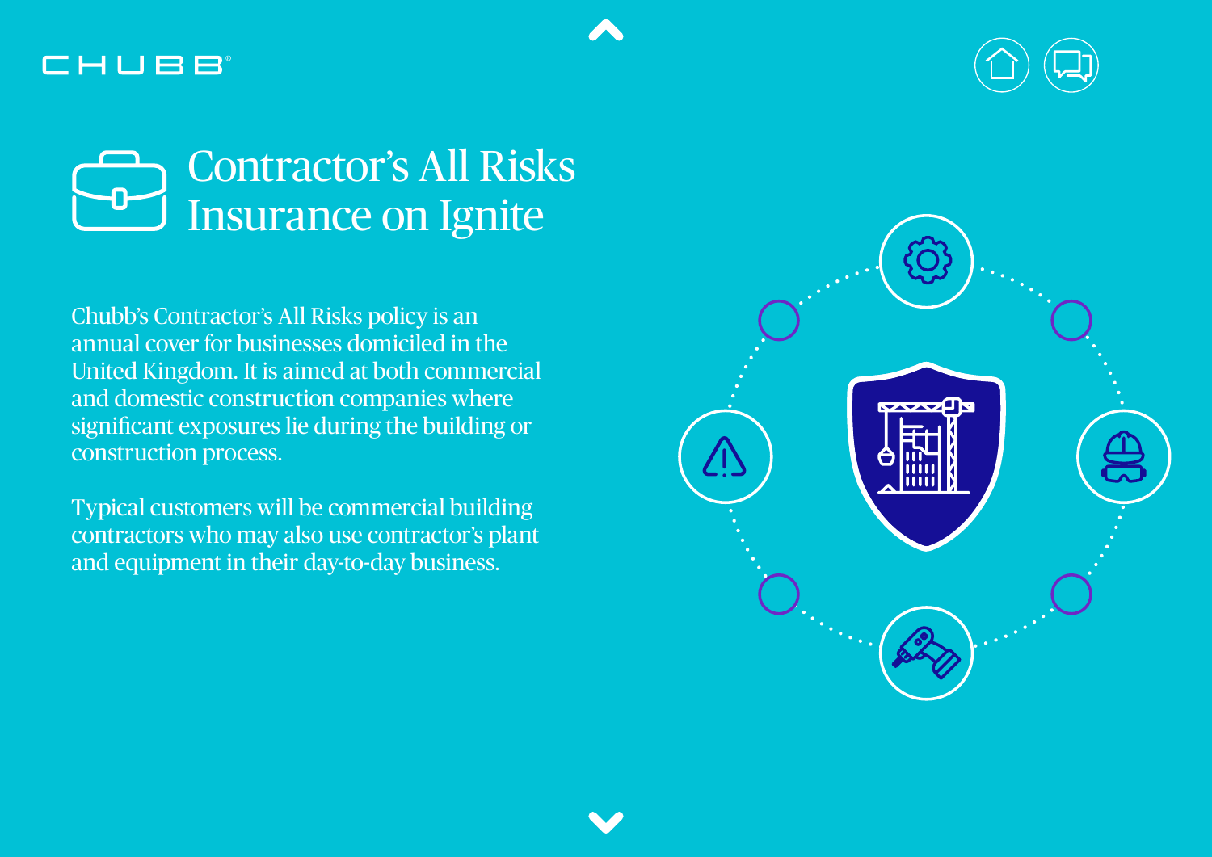# Contractor's All Risks Insurance on Ignite

Chubb's Contractor's All Risks policy is an annual cover for businesses domiciled in the United Kingdom. It is aimed at both commercial and domestic construction companies where significant exposures lie during the building or construction process.

Typical customers will be commercial building contractors who may also use contractor's plant and equipment in their day-to-day business.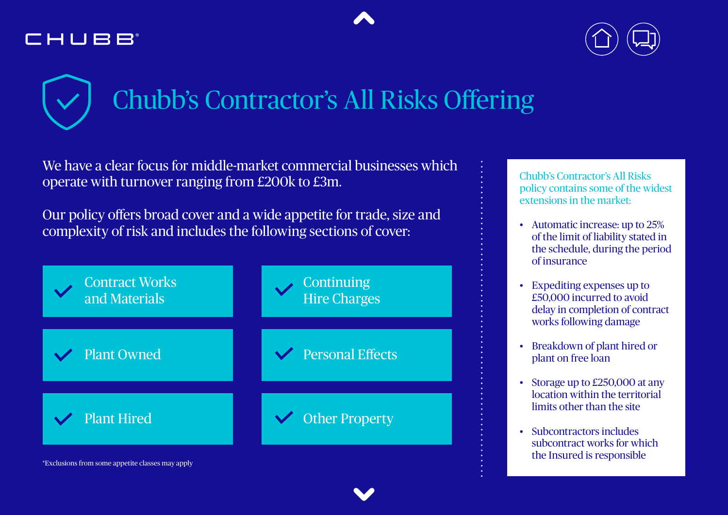# Chubb's Contractor's All Risks Offering

We have a clear focus for middle-market commercial businesses which operate with turnover ranging from £200k to £3m.

Our policy offers broad cover and a wide appetite for trade, size and complexity of risk and includes the following sections of cover:

- ✓ Contract Works and Materials
- ✓ Continuing Hire Charges
- ✓ Plant Owned
- ✓ Personal Effects
- ✓ Plant Hired
- ✓ Other Property

*Exclusions from some appetite classes may apply

Chubb's Contractor's All Risks policy contains some of the widest extensions in the market:

- Automatic increase: up to 25% of the limit of liability stated in the schedule, during the period of insurance
- Expediting expenses up to £50,000 incurred to avoid delay in completion of contract works following damage
- Breakdown of plant hired or plant on free loan
- Storage up to £250,000 at any location within the territorial limits other than the site
- Subcontractors includes subcontract works for which the Insured is responsible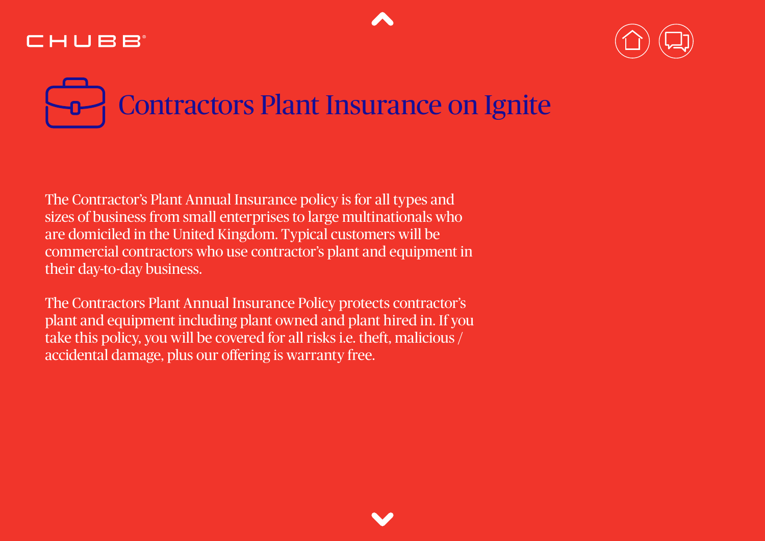# Contractors Plant Insurance on Ignite

The Contractor's Plant Annual Insurance policy is for all types and sizes of business from small enterprises to large multinationals who are domiciled in the United Kingdom. Typical customers will be commercial contractors who use contractor's plant and equipment in their day-to-day business.

The Contractors Plant Annual Insurance Policy protects contractor's plant and equipment including plant owned and plant hired in. If you take this policy, you will be covered for all risks i.e. theft, malicious / accidental damage, plus our offering is warranty free.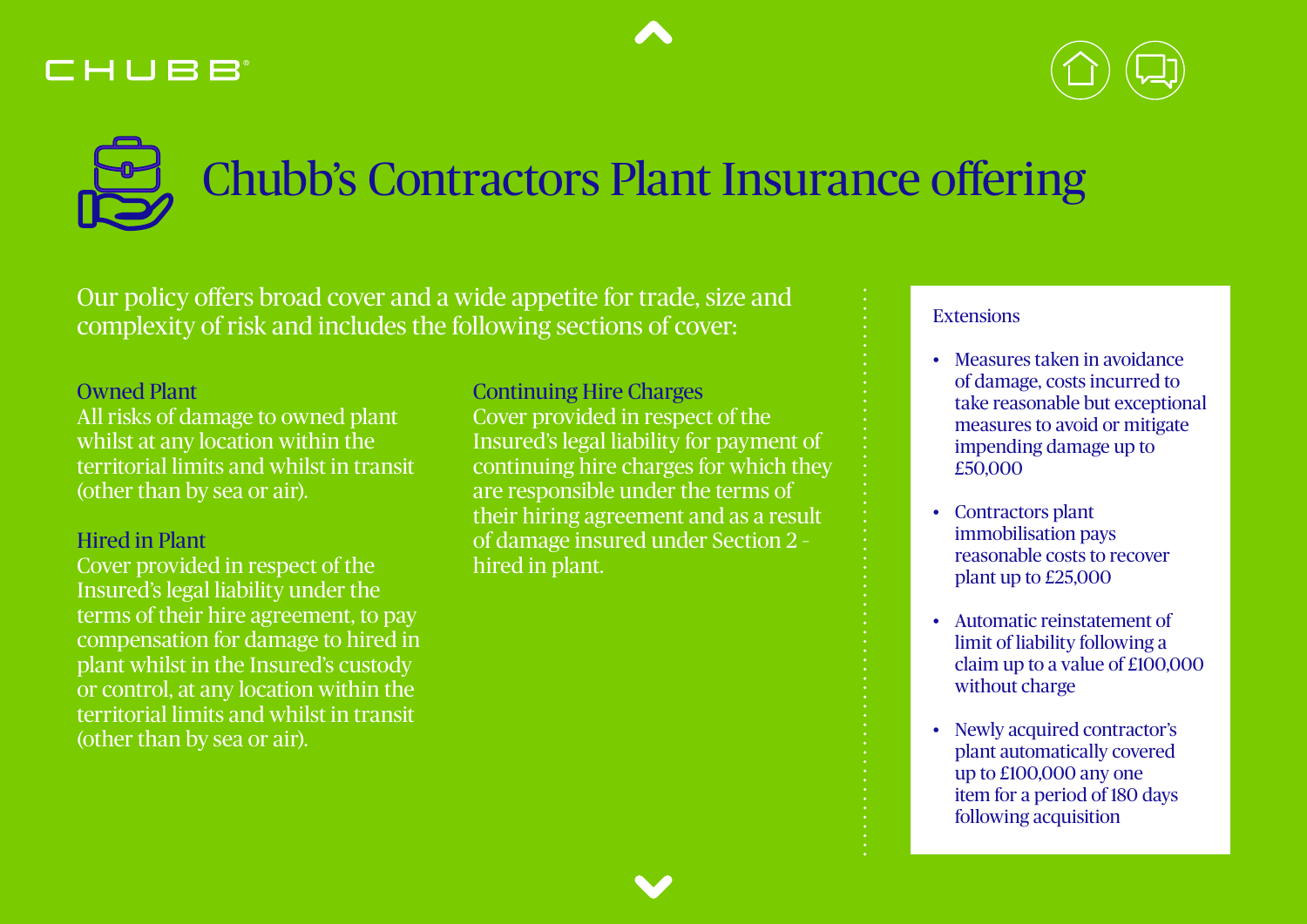# Chubb's Contractors Plant Insurance offering

Our policy offers broad cover and a wide appetite for trade, size and complexity of risk and includes the following sections of cover:

### Owned Plant

All risks of damage to owned plant whilst at any location within the territorial limits and whilst in transit (other than by sea or air).

### Hired in Plant

Cover provided in respect of the Insured's legal liability under the terms of their hire agreement, to pay compensation for damage to hired in plant whilst in the Insured's custody or control, at any location within the territorial limits and whilst in transit (other than by sea or air).

### Continuing Hire Charges

Cover provided in respect of the Insured's legal liability for payment of continuing hire charges for which they are responsible under the terms of their hiring agreement and as a result of damage insured under Section 2 - hired in plant.

### Extensions

- Measures taken in avoidance of damage, costs incurred to take reasonable but exceptional measures to avoid or mitigate impending damage up to £50,000
- Contractors plant immobilisation pays reasonable costs to recover plant up to £25,000
- Automatic reinstatement of limit of liability following a claim up to a value of £100,000 without charge
- Newly acquired contractor's plant automatically covered up to £100,000 any one item for a period of 180 days following acquisition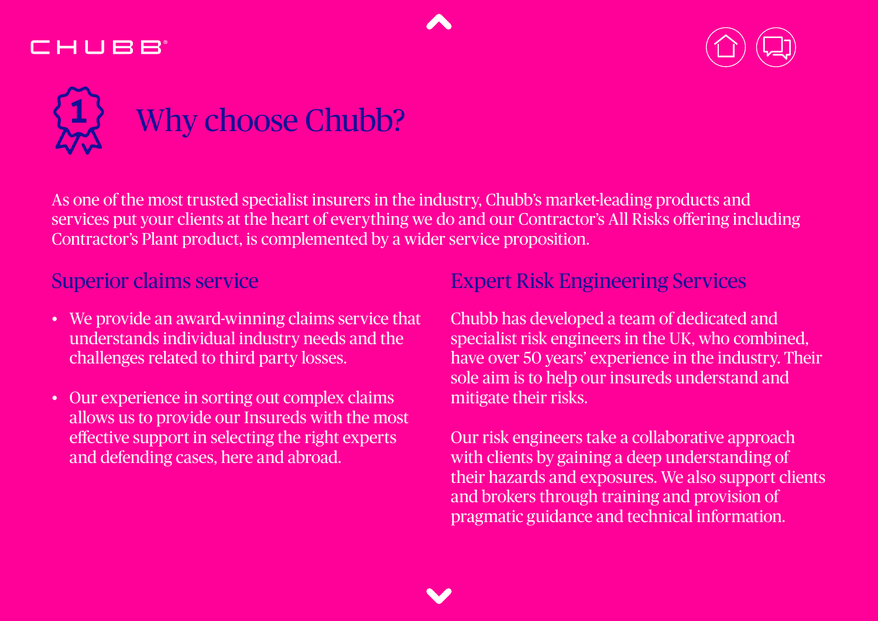# Why choose Chubb?

As one of the most trusted specialist insurers in the industry, Chubb's market-leading products and services put your clients at the heart of everything we do and our Contractor's All Risks offering including Contractor's Plant product, is complemented by a wider service proposition.

## Superior claims service

- We provide an award-winning claims service that understands individual industry needs and the challenges related to third party losses.
- Our experience in sorting out complex claims allows us to provide our Insureds with the most effective support in selecting the right experts and defending cases, here and abroad.

## Expert Risk Engineering Services

Chubb has developed a team of dedicated and specialist risk engineers in the UK, who combined, have over 50 years' experience in the industry. Their sole aim is to help our insureds understand and mitigate their risks.

Our risk engineers take a collaborative approach with clients by gaining a deep understanding of their hazards and exposures. We also support clients and brokers through training and provision of pragmatic guidance and technical information.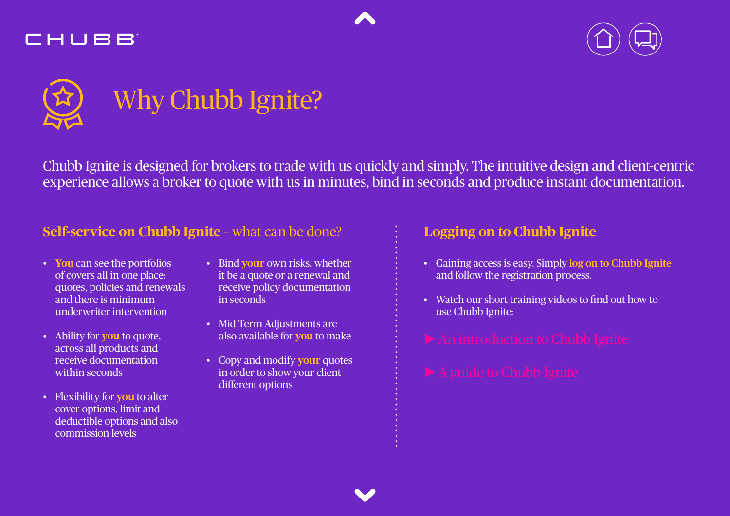# Why Chubb Ignite?

Chubb Ignite is designed for brokers to trade with us quickly and simply. The intuitive design and client-centric experience allows a broker to quote with us in minutes, bind in seconds and produce instant documentation.

## Self-service on Chubb Ignite - what can be done?

- **You** can see the portfolios of covers all in one place: quotes, policies and renewals and there is minimum underwriter intervention
- Ability for **you** to quote, across all products and receive documentation within seconds
- Flexibility for **you** to alter cover options, limit and deductible options and also commission levels
- Bind **your** own risks, whether it be a quote or a renewal and receive policy documentation in seconds
- Mid Term Adjustments are also available for **you** to make
- Copy and modify **your** quotes in order to show your client different options

## Logging on to Chubb Ignite

- Gaining access is easy. Simply log on to Chubb Ignite and follow the registration process.
- Watch our short training videos to find out how to use Chubb Ignite:

▶ An introduction to Chubb Ignite

▶ A guide to Chubb Ignite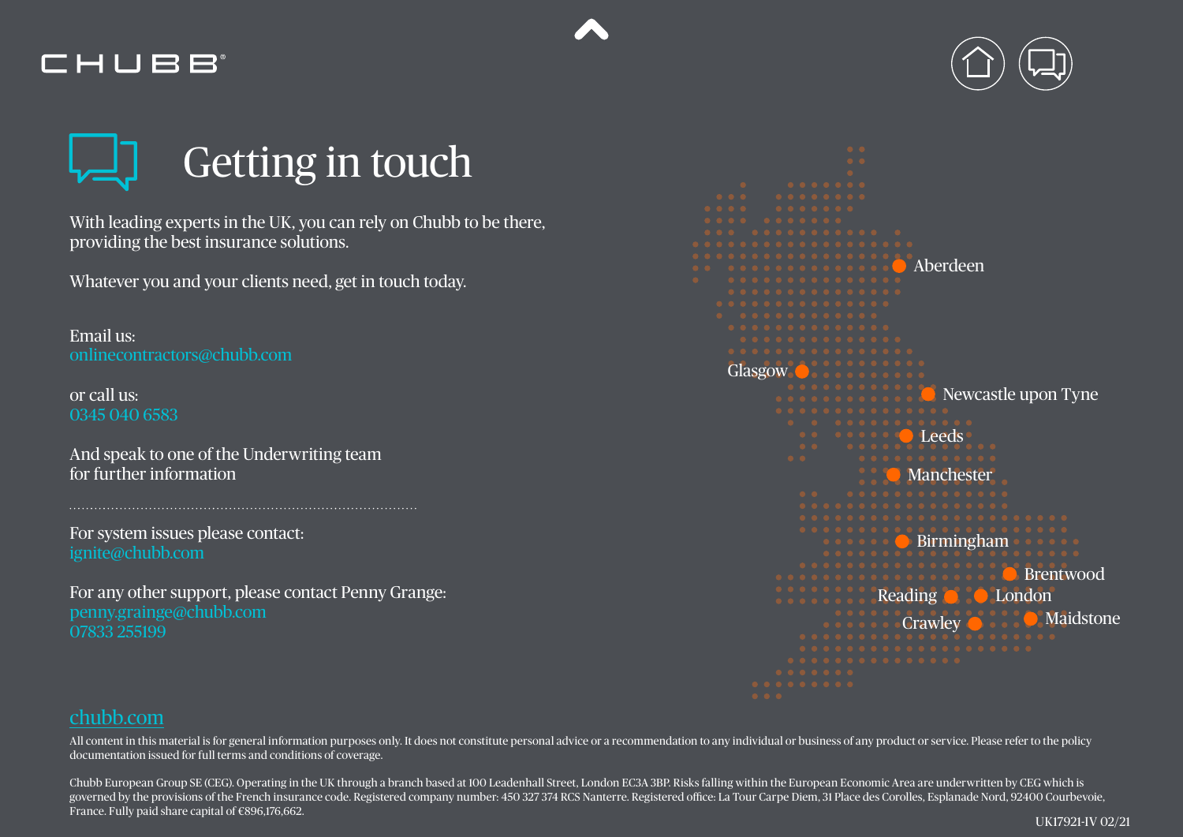# Getting in touch

With leading experts in the UK, you can rely on Chubb to be there, providing the best insurance solutions.

Whatever you and your clients need, get in touch today.

Email us:
onlinecontractors@chubb.com

or call us:
0345 040 6583

And speak to one of the Underwriting team for further information

---

For system issues please contact:
ignite@chubb.com

For any other support, please contact Penny Grange:
penny.grainge@chubb.com
07833 255199

Aberdeen
Glasgow
Newcastle upon Tyne
Leeds
Manchester
Birmingham
Brentwood
Reading
London
Crawley
Maidstone

chubb.com

All content in this material is for general information purposes only. It does not constitute personal advice or a recommendation to any individual or business of any product or service. Please refer to the policy documentation issued for full terms and conditions of coverage.

Chubb European Group SE (CEG). Operating in the UK through a branch based at 100 Leadenhall Street, London EC3A 3BP. Risks falling within the European Economic Area are underwritten by CEG which is governed by the provisions of the French insurance code. Registered company number: 450 327 374 RCS Nanterre. Registered office: La Tour Carpe Diem, 31 Place des Corolles, Esplanade Nord, 92400 Courbevoie, France. Fully paid share capital of €896,176,662.

UK17921-IV 02/21